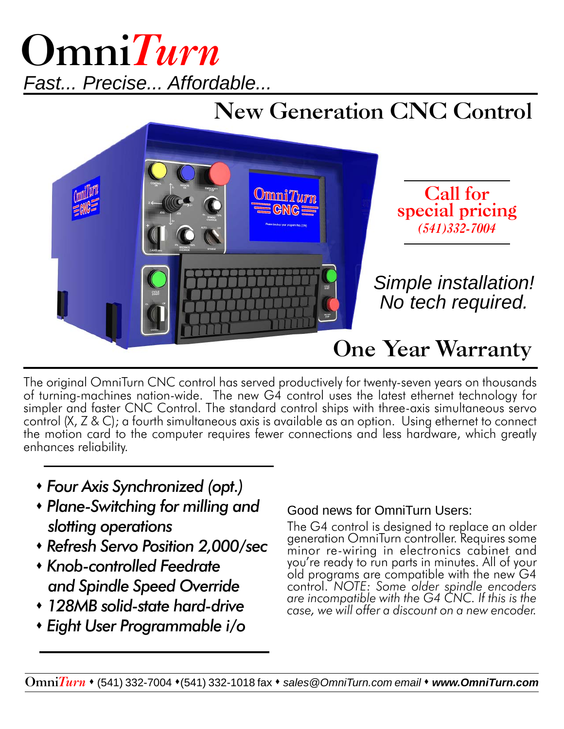# Omni*Turn*

*Fast... Precise... Affordable...*

## New Generation CNC Control

**Call for special pricing**
*(541)332-7004*

*Simple installation!*
*No tech required.*

## One Year Warranty

The original OmniTurn CNC control has served productively for twenty-seven years on thousands of turning-machines nation-wide. The new G4 control uses the latest ethernet technology for simpler and faster CNC Control. The standard control ships with three-axis simultaneous servo control (X, Z & C); a fourth simultaneous axis is available as an option. Using ethernet to connect the motion card to the computer requires fewer connections and less hardware, which greatly enhances reliability.

- *Four Axis Synchronized (opt.)*
- *Plane-Switching for milling and slotting operations*
- *Refresh Servo Position 2,000/sec*
- *Knob-controlled Feedrate and Spindle Speed Override*
- *128MB solid-state hard-drive*
- *Eight User Programmable i/o*

Good news for OmniTurn Users:

The G4 control is designed to replace an older generation OmniTurn controller. Requires some minor re-wiring in electronics cabinet and you're ready to run parts in minutes. All of your old programs are compatible with the new G4 control. *NOTE: Some older spindle encoders are incompatible with the G4 CNC. If this is the case, we will offer a discount on a new encoder.*

Omni*Turn* ♦ (541) 332-7004 ♦(541) 332-1018 fax ♦ *sales@OmniTurn.com email* ♦ ***www.OmniTurn.com***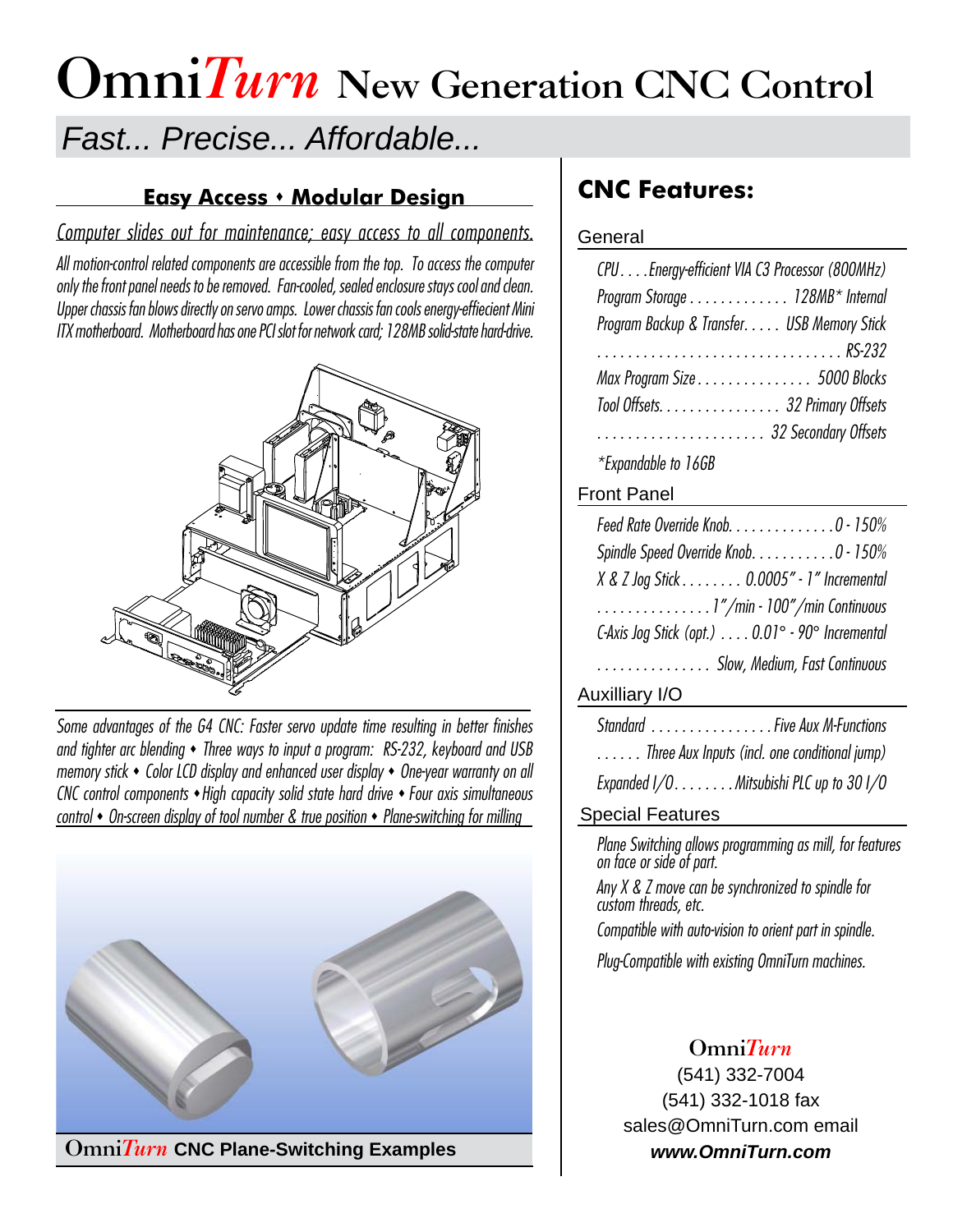# Omni*Turn* New Generation CNC Control

## *Fast... Precise... Affordable...*

### Easy Access • Modular Design

*Computer slides out for maintenance; easy access to all components.*

*All motion-control related components are accessible from the top. To access the computer only the front panel needs to be removed. Fan-cooled, sealed enclosure stays cool and clean. Upper chassis fan blows directly on servo amps. Lower chassis fan cools energy-effiecient Mini ITX motherboard. Motherboard has one PCI slot for network card; 128MB solid-state hard-drive.*

*Some advantages of the G4 CNC: Faster servo update time resulting in better finishes and tighter arc blending • Three ways to input a program: RS-232, keyboard and USB memory stick • Color LCD display and enhanced user display • One-year warranty on all CNC control components • High capacity solid state hard drive • Four axis simultaneous control • On-screen display of tool number & true position • Plane-switching for milling*

**Omni*Turn* CNC Plane-Switching Examples**

## CNC Features:

### General

| | |
|---|---|
| *CPU* | *Energy-efficient VIA C3 Processor (800MHz)* |
| *Program Storage* | *128MB\* Internal* |
| *Program Backup & Transfer* | *USB Memory Stick* |
| | *RS-232* |
| *Max Program Size* | *5000 Blocks* |
| *Tool Offsets* | *32 Primary Offsets* |
| | *32 Secondary Offsets* |

*\*Expandable to 16GB*

### Front Panel

| | |
|---|---|
| *Feed Rate Override Knob* | *0 - 150%* |
| *Spindle Speed Override Knob* | *0 - 150%* |
| *X & Z Jog Stick* | *0.0005" - 1" Incremental* |
| | *1"/min - 100"/min Continuous* |
| *C-Axis Jog Stick (opt.)* | *0.01° - 90° Incremental* |
| | *Slow, Medium, Fast Continuous* |

### Auxilliary I/O

| | |
|---|---|
| *Standard* | *Five Aux M-Functions* |
| | *Three Aux Inputs (incl. one conditional jump)* |
| *Expanded I/O* | *Mitsubishi PLC up to 30 I/O* |

### Special Features

*Plane Switching allows programming as mill, for features on face or side of part.*

*Any X & Z move can be synchronized to spindle for custom threads, etc.*

*Compatible with auto-vision to orient part in spindle.*

*Plug-Compatible with existing OmniTurn machines.*

**Omni*Turn***
(541) 332-7004
(541) 332-1018 fax
sales@OmniTurn.com email
***www.OmniTurn.com***